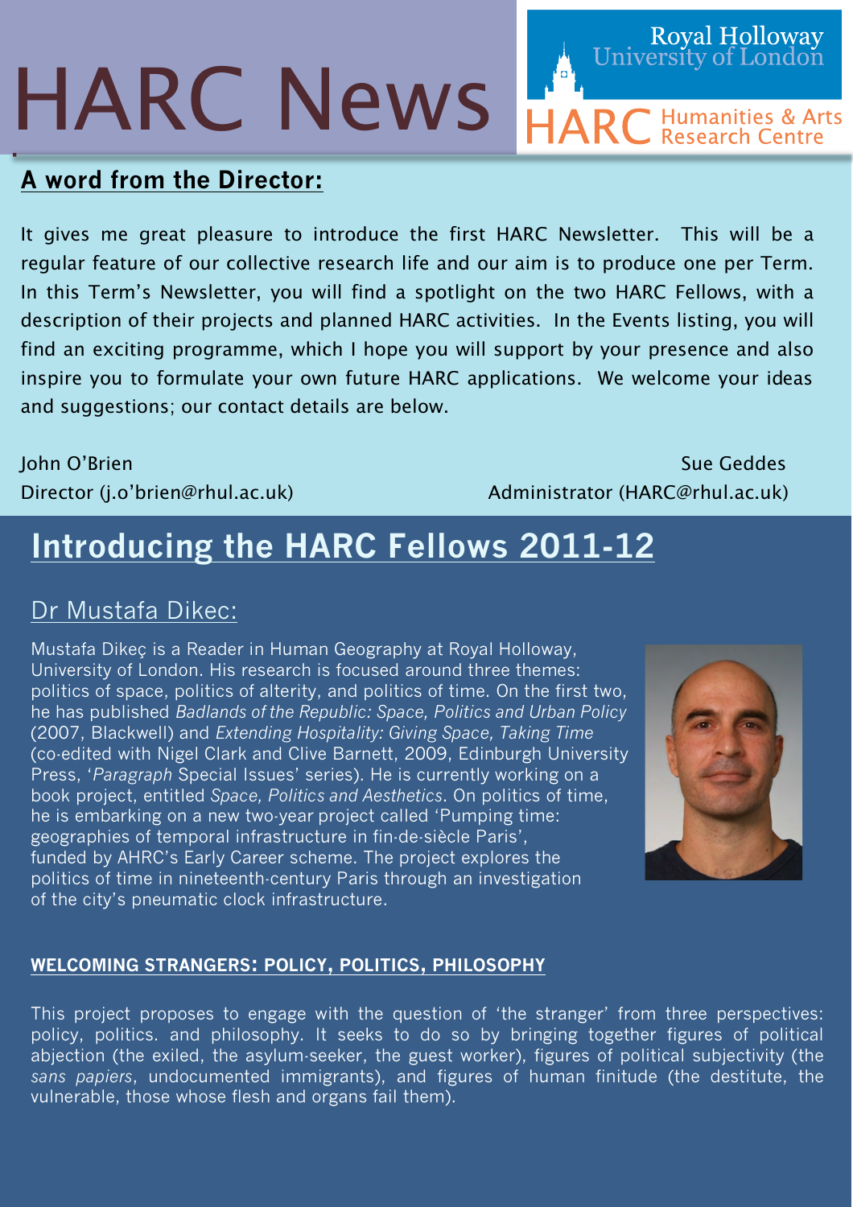# HARC News

Royal Holloway University of London

HARC Humanities & Arts Research Centre

## A word from the Director:

It gives me great pleasure to introduce the first HARC Newsletter. This will be a regular feature of our collective research life and our aim is to produce one per Term. In this Term's Newsletter, you will find a spotlight on the two HARC Fellows, with a description of their projects and planned HARC activities. In the Events listing, you will find an exciting programme, which I hope you will support by your presence and also inspire you to formulate your own future HARC applications. We welcome your ideas and suggestions; our contact details are below.

John O'Brien
Director (j.o'brien@rhul.ac.uk)

Sue Geddes
Administrator (HARC@rhul.ac.uk)

## Introducing the HARC Fellows 2011-12

### Dr Mustafa Dikec:

Mustafa Dikeç is a Reader in Human Geography at Royal Holloway, University of London. His research is focused around three themes: politics of space, politics of alterity, and politics of time. On the first two, he has published *Badlands of the Republic: Space, Politics and Urban Policy* (2007, Blackwell) and *Extending Hospitality: Giving Space, Taking Time* (co-edited with Nigel Clark and Clive Barnett, 2009, Edinburgh University Press, '*Paragraph* Special Issues' series). He is currently working on a book project, entitled *Space, Politics and Aesthetics*. On politics of time, he is embarking on a new two-year project called 'Pumping time: geographies of temporal infrastructure in fin-de-siècle Paris', funded by AHRC's Early Career scheme. The project explores the politics of time in nineteenth-century Paris through an investigation of the city's pneumatic clock infrastructure.

#### WELCOMING STRANGERS: POLICY, POLITICS, PHILOSOPHY

This project proposes to engage with the question of 'the stranger' from three perspectives: policy, politics. and philosophy. It seeks to do so by bringing together figures of political abjection (the exiled, the asylum-seeker, the guest worker), figures of political subjectivity (the *sans papiers*, undocumented immigrants), and figures of human finitude (the destitute, the vulnerable, those whose flesh and organs fail them).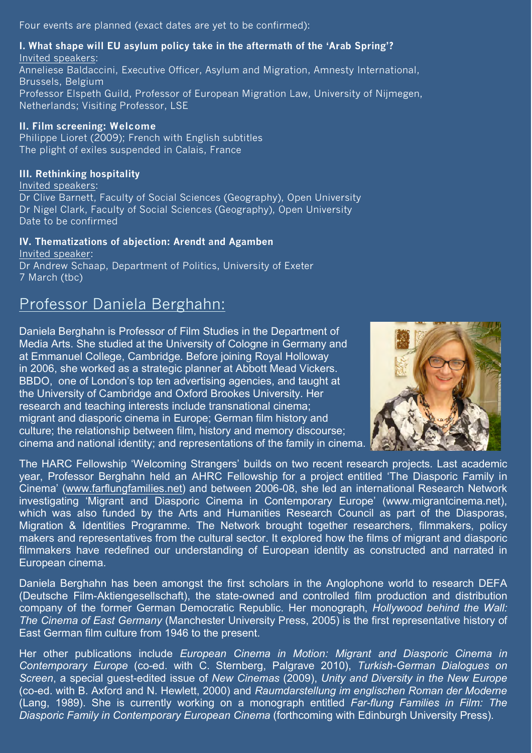Four events are planned (exact dates are yet to be confirmed):

**I. What shape will EU asylum policy take in the aftermath of the 'Arab Spring'?**

Invited speakers:
Anneliese Baldaccini, Executive Officer, Asylum and Migration, Amnesty International, Brussels, Belgium
Professor Elspeth Guild, Professor of European Migration Law, University of Nijmegen, Netherlands; Visiting Professor, LSE

**II. Film screening: Welcome**

Philippe Lioret (2009); French with English subtitles
The plight of exiles suspended in Calais, France

**III. Rethinking hospitality**

Invited speakers:
Dr Clive Barnett, Faculty of Social Sciences (Geography), Open University
Dr Nigel Clark, Faculty of Social Sciences (Geography), Open University
Date to be confirmed

**IV. Thematizations of abjection: Arendt and Agamben**

Invited speaker:
Dr Andrew Schaap, Department of Politics, University of Exeter
7 March (tbc)

## Professor Daniela Berghahn:

Daniela Berghahn is Professor of Film Studies in the Department of Media Arts. She studied at the University of Cologne in Germany and at Emmanuel College, Cambridge. Before joining Royal Holloway in 2006, she worked as a strategic planner at Abbott Mead Vickers. BBDO, one of London's top ten advertising agencies, and taught at the University of Cambridge and Oxford Brookes University. Her research and teaching interests include transnational cinema; migrant and diasporic cinema in Europe; German film history and culture; the relationship between film, history and memory discourse; cinema and national identity; and representations of the family in cinema.

The HARC Fellowship 'Welcoming Strangers' builds on two recent research projects. Last academic year, Professor Berghahn held an AHRC Fellowship for a project entitled 'The Diasporic Family in Cinema' (www.farflungfamilies.net) and between 2006-08, she led an international Research Network investigating 'Migrant and Diasporic Cinema in Contemporary Europe' (www.migrantcinema.net), which was also funded by the Arts and Humanities Research Council as part of the Diasporas, Migration & Identities Programme. The Network brought together researchers, filmmakers, policy makers and representatives from the cultural sector. It explored how the films of migrant and diasporic filmmakers have redefined our understanding of European identity as constructed and narrated in European cinema.

Daniela Berghahn has been amongst the first scholars in the Anglophone world to research DEFA (Deutsche Film-Aktiengesellschaft), the state-owned and controlled film production and distribution company of the former German Democratic Republic. Her monograph, *Hollywood behind the Wall: The Cinema of East Germany* (Manchester University Press, 2005) is the first representative history of East German film culture from 1946 to the present.

Her other publications include *European Cinema in Motion: Migrant and Diasporic Cinema in Contemporary Europe* (co-ed. with C. Sternberg, Palgrave 2010), *Turkish-German Dialogues on Screen*, a special guest-edited issue of *New Cinemas* (2009), *Unity and Diversity in the New Europe* (co-ed. with B. Axford and N. Hewlett, 2000) and *Raumdarstellung im englischen Roman der Moderne* (Lang, 1989). She is currently working on a monograph entitled *Far-flung Families in Film: The Diasporic Family in Contemporary European Cinema* (forthcoming with Edinburgh University Press).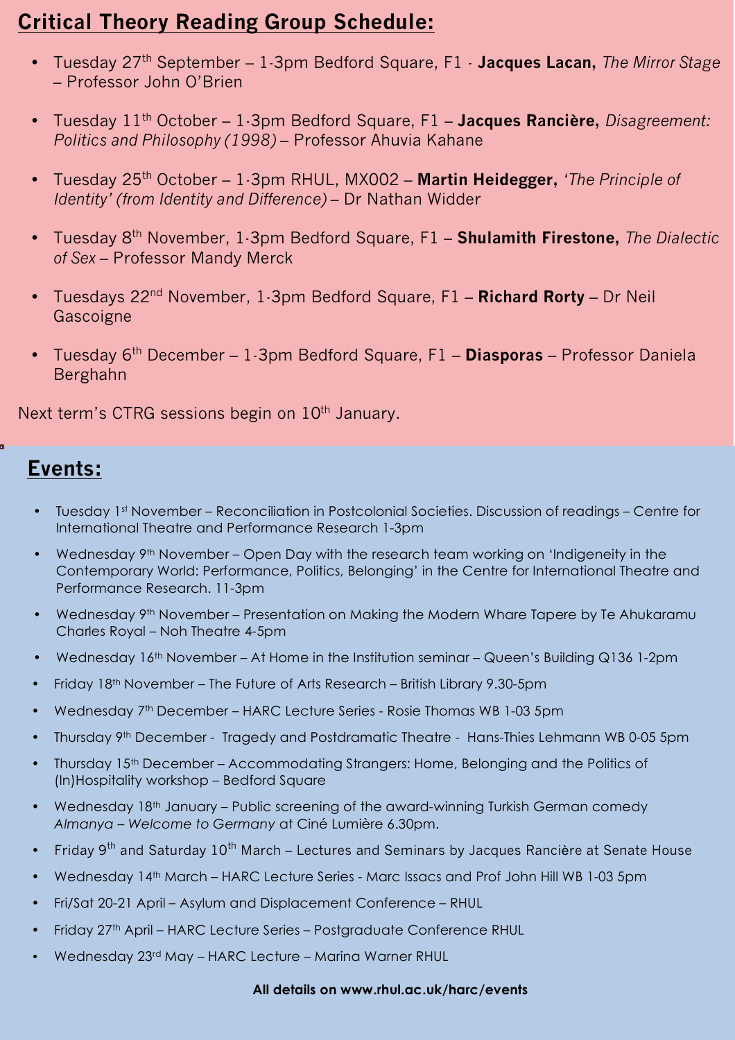## Critical Theory Reading Group Schedule:

- Tuesday 27th September – 1-3pm Bedford Square, F1 - **Jacques Lacan,** *The Mirror Stage* – Professor John O'Brien
- Tuesday 11th October – 1-3pm Bedford Square, F1 – **Jacques Rancière,** *Disagreement: Politics and Philosophy (1998)* – Professor Ahuvia Kahane
- Tuesday 25th October – 1-3pm RHUL, MX002 – **Martin Heidegger,** *'The Principle of Identity' (from Identity and Difference)* – Dr Nathan Widder
- Tuesday 8th November, 1-3pm Bedford Square, F1 – **Shulamith Firestone,** *The Dialectic of Sex* – Professor Mandy Merck
- Tuesdays 22nd November, 1-3pm Bedford Square, F1 – **Richard Rorty** – Dr Neil Gascoigne
- Tuesday 6th December – 1-3pm Bedford Square, F1 – **Diasporas** – Professor Daniela Berghahn

Next term's CTRG sessions begin on 10th January.

## Events:

- Tuesday 1st November – Reconciliation in Postcolonial Societies. Discussion of readings – Centre for International Theatre and Performance Research 1-3pm
- Wednesday 9th November – Open Day with the research team working on 'Indigeneity in the Contemporary World: Performance, Politics, Belonging' in the Centre for International Theatre and Performance Research. 11-3pm
- Wednesday 9th November – Presentation on Making the Modern Whare Tapere by Te Ahukaramu Charles Royal – Noh Theatre 4-5pm
- Wednesday 16th November – At Home in the Institution seminar – Queen's Building Q136 1-2pm
- Friday 18th November – The Future of Arts Research – British Library 9.30-5pm
- Wednesday 7th December – HARC Lecture Series - Rosie Thomas WB 1-03 5pm
- Thursday 9th December - Tragedy and Postdramatic Theatre - Hans-Thies Lehmann WB 0-05 5pm
- Thursday 15th December – Accommodating Strangers: Home, Belonging and the Politics of (In)Hospitality workshop – Bedford Square
- Wednesday 18th January – Public screening of the award-winning Turkish German comedy *Almanya – Welcome to Germany* at Ciné Lumière 6.30pm.
- Friday 9th and Saturday 10th March – Lectures and Seminars by Jacques Rancière at Senate House
- Wednesday 14th March – HARC Lecture Series - Marc Issacs and Prof John Hill WB 1-03 5pm
- Fri/Sat 20-21 April – Asylum and Displacement Conference – RHUL
- Friday 27th April – HARC Lecture Series – Postgraduate Conference RHUL
- Wednesday 23rd May – HARC Lecture – Marina Warner RHUL

**All details on www.rhul.ac.uk/harc/events**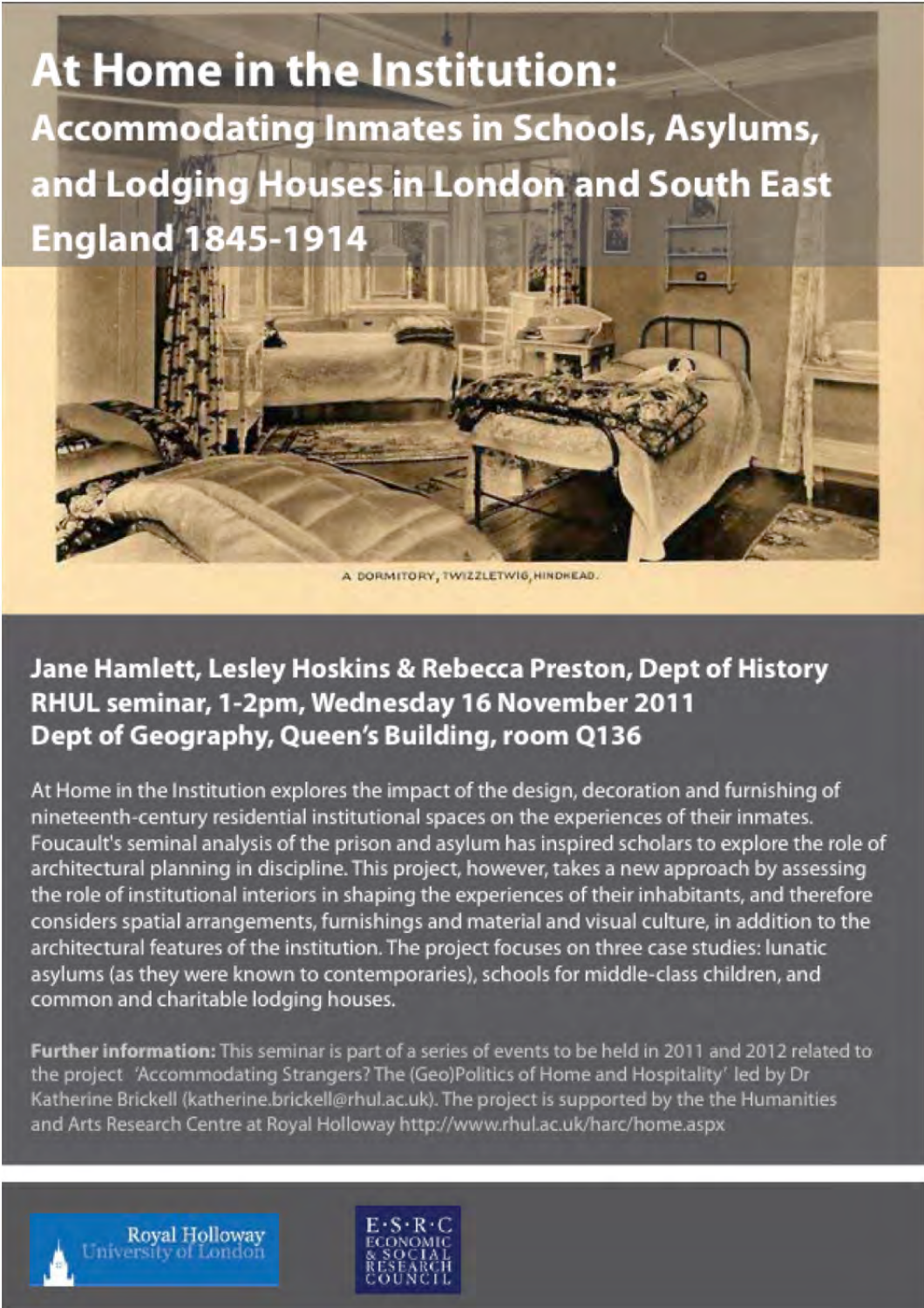# At Home in the Institution: Accommodating Inmates in Schools, Asylums, and Lodging Houses in London and South East England 1845-1914

A DORMITORY, TWIZZLETWIG, HINDHEAD.

**Jane Hamlett, Lesley Hoskins & Rebecca Preston, Dept of History**
**RHUL seminar, 1-2pm, Wednesday 16 November 2011**
**Dept of Geography, Queen's Building, room Q136**

At Home in the Institution explores the impact of the design, decoration and furnishing of nineteenth-century residential institutional spaces on the experiences of their inmates. Foucault's seminal analysis of the prison and asylum has inspired scholars to explore the role of architectural planning in discipline. This project, however, takes a new approach by assessing the role of institutional interiors in shaping the experiences of their inhabitants, and therefore considers spatial arrangements, furnishings and material and visual culture, in addition to the architectural features of the institution. The project focuses on three case studies: lunatic asylums (as they were known to contemporaries), schools for middle-class children, and common and charitable lodging houses.

**Further information:** This seminar is part of a series of events to be held in 2011 and 2012 related to the project 'Accommodating Strangers? The (Geo)Politics of Home and Hospitality' led by Dr Katherine Brickell (katherine.brickell@rhul.ac.uk). The project is supported by the the Humanities and Arts Research Centre at Royal Holloway http://www.rhul.ac.uk/harc/home.aspx

Royal Holloway University of London

E·S·R·C ECONOMIC & SOCIAL RESEARCH COUNCIL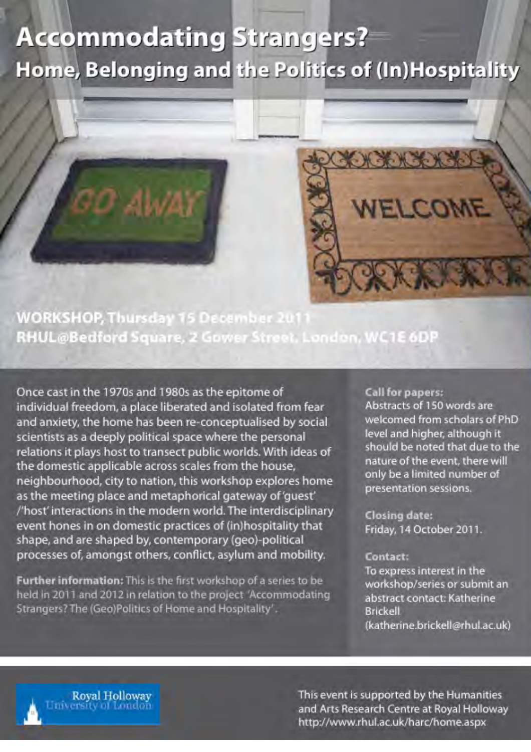# Accommodating Strangers?

## Home, Belonging and the Politics of (In)Hospitality

**WORKSHOP, Thursday 15 December 2011**
**RHUL@Bedford Square, 2 Gower Street, London, WC1E 6DP**

Once cast in the 1970s and 1980s as the epitome of individual freedom, a place liberated and isolated from fear and anxiety, the home has been re-conceptualised by social scientists as a deeply political space where the personal relations it plays host to transect public worlds. With ideas of the domestic applicable across scales from the house, neighbourhood, city to nation, this workshop explores home as the meeting place and metaphorical gateway of 'guest' /'host' interactions in the modern world. The interdisciplinary event hones in on domestic practices of (in)hospitality that shape, and are shaped by, contemporary (geo)-political processes of, amongst others, conflict, asylum and mobility.

**Further information:** This is the first workshop of a series to be held in 2011 and 2012 in relation to the project 'Accommodating Strangers? The (Geo)Politics of Home and Hospitality'.

**Call for papers:**
Abstracts of 150 words are welcomed from scholars of PhD level and higher, although it should be noted that due to the nature of the event, there will only be a limited number of presentation sessions.

**Closing date:**
Friday, 14 October 2011.

**Contact:**
To express interest in the workshop/series or submit an abstract contact: Katherine Brickell (katherine.brickell@rhul.ac.uk)

Royal Holloway University of London

This event is supported by the Humanities and Arts Research Centre at Royal Holloway http://www.rhul.ac.uk/harc/home.aspx